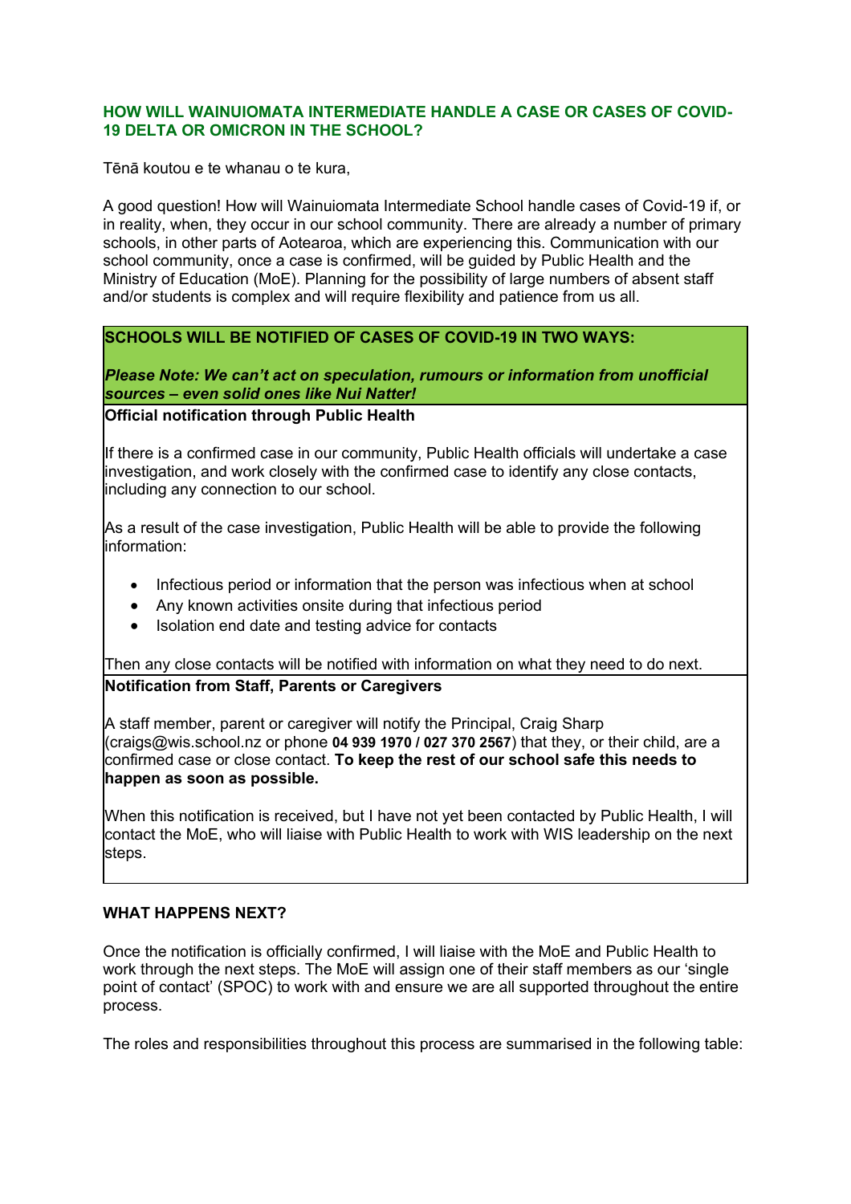## HOW WILL WAINUIOMATA INTERMEDIATE HANDLE A CASE OR CASES OF COVID-19 DELTA OR OMICRON IN THE SCHOOL?

Tēnā koutou e te whanau o te kura,

A good question! How will Wainuiomata Intermediate School handle cases of Covid-19 if, or in reality, when, they occur in our school community. There are already a number of primary schools, in other parts of Aotearoa, which are experiencing this. Communication with our school community, once a case is confirmed, will be guided by Public Health and the Ministry of Education (MoE). Planning for the possibility of large numbers of absent staff and/or students is complex and will require flexibility and patience from us all.

### SCHOOLS WILL BE NOTIFIED OF CASES OF COVID-19 IN TWO WAYS:

***Please Note: We can't act on speculation, rumours or information from unofficial sources – even solid ones like Nui Natter!***

**Official notification through Public Health**

If there is a confirmed case in our community, Public Health officials will undertake a case investigation, and work closely with the confirmed case to identify any close contacts, including any connection to our school.

As a result of the case investigation, Public Health will be able to provide the following information:

- Infectious period or information that the person was infectious when at school
- Any known activities onsite during that infectious period
- Isolation end date and testing advice for contacts

Then any close contacts will be notified with information on what they need to do next.

**Notification from Staff, Parents or Caregivers**

A staff member, parent or caregiver will notify the Principal, Craig Sharp (craigs@wis.school.nz or phone **04 939 1970 / 027 370 2567**) that they, or their child, are a confirmed case or close contact. **To keep the rest of our school safe this needs to happen as soon as possible.**

When this notification is received, but I have not yet been contacted by Public Health, I will contact the MoE, who will liaise with Public Health to work with WIS leadership on the next steps.

### WHAT HAPPENS NEXT?

Once the notification is officially confirmed, I will liaise with the MoE and Public Health to work through the next steps. The MoE will assign one of their staff members as our 'single point of contact' (SPOC) to work with and ensure we are all supported throughout the entire process.

The roles and responsibilities throughout this process are summarised in the following table: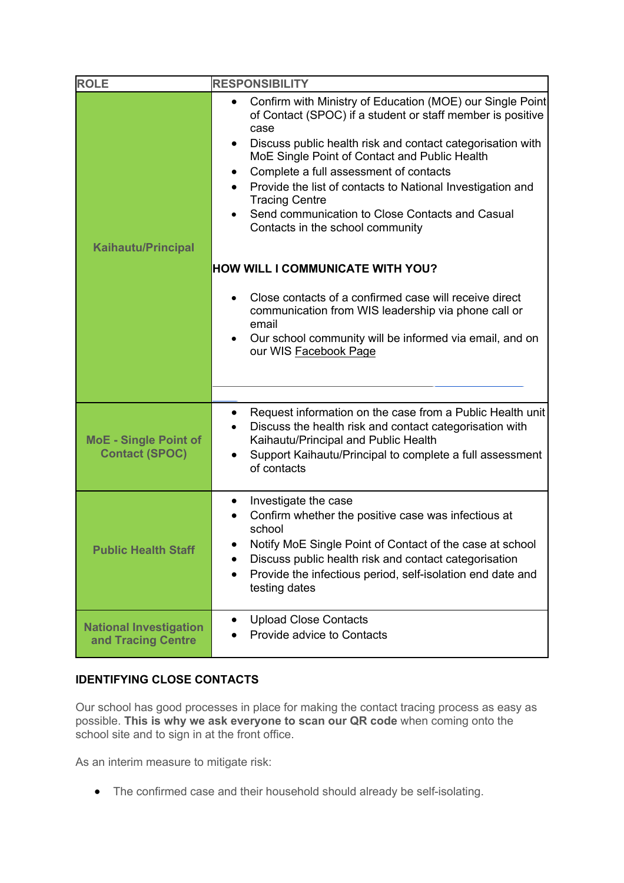| ROLE | RESPONSIBILITY |
| --- | --- |
| **Kaihautu/Principal** | • Confirm with Ministry of Education (MOE) our Single Point of Contact (SPOC) if a student or staff member is positive case<br>• Discuss public health risk and contact categorisation with MoE Single Point of Contact and Public Health<br>• Complete a full assessment of contacts<br>• Provide the list of contacts to National Investigation and Tracing Centre<br>• Send communication to Close Contacts and Casual Contacts in the school community<br><br>**HOW WILL I COMMUNICATE WITH YOU?**<br><br>• Close contacts of a confirmed case will receive direct communication from WIS leadership via phone call or email<br>• Our school community will be informed via email, and on our WIS Facebook Page |
| **MoE - Single Point of Contact (SPOC)** | • Request information on the case from a Public Health unit<br>• Discuss the health risk and contact categorisation with Kaihautu/Principal and Public Health<br>• Support Kaihautu/Principal to complete a full assessment of contacts |
| **Public Health Staff** | • Investigate the case<br>• Confirm whether the positive case was infectious at school<br>• Notify MoE Single Point of Contact of the case at school<br>• Discuss public health risk and contact categorisation<br>• Provide the infectious period, self-isolation end date and testing dates |
| **National Investigation and Tracing Centre** | • Upload Close Contacts<br>• Provide advice to Contacts |

## IDENTIFYING CLOSE CONTACTS

Our school has good processes in place for making the contact tracing process as easy as possible. **This is why we ask everyone to scan our QR code** when coming onto the school site and to sign in at the front office.

As an interim measure to mitigate risk:

- The confirmed case and their household should already be self-isolating.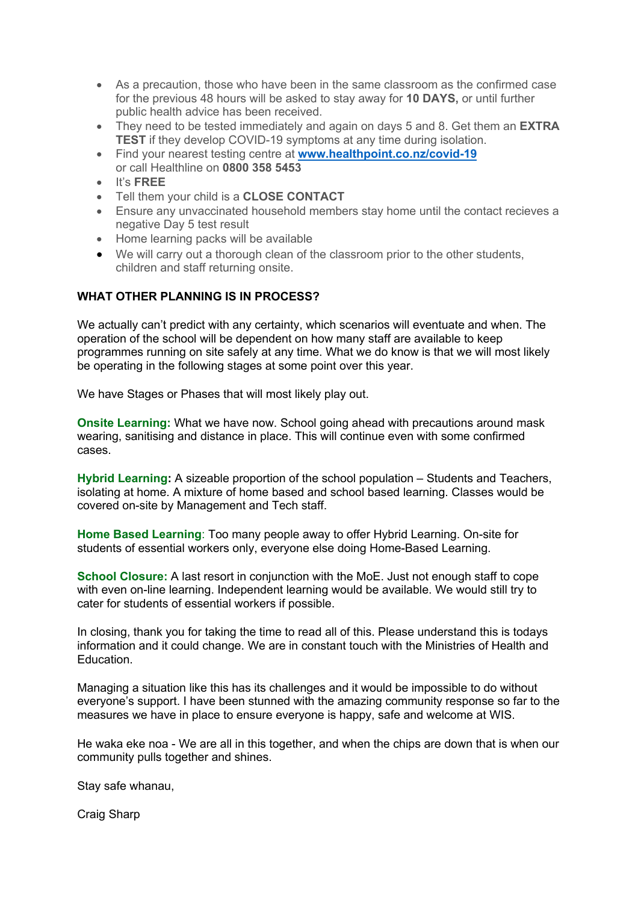- As a precaution, those who have been in the same classroom as the confirmed case for the previous 48 hours will be asked to stay away for **10 DAYS,** or until further public health advice has been received.
- They need to be tested immediately and again on days 5 and 8. Get them an **EXTRA TEST** if they develop COVID-19 symptoms at any time during isolation.
- Find your nearest testing centre at **[www.healthpoint.co.nz/covid-19](http://www.healthpoint.co.nz/covid-19)** or call Healthline on **0800 358 5453**
- It's **FREE**
- Tell them your child is a **CLOSE CONTACT**
- Ensure any unvaccinated household members stay home until the contact recieves a negative Day 5 test result
- Home learning packs will be available
- We will carry out a thorough clean of the classroom prior to the other students, children and staff returning onsite.

**WHAT OTHER PLANNING IS IN PROCESS?**

We actually can't predict with any certainty, which scenarios will eventuate and when. The operation of the school will be dependent on how many staff are available to keep programmes running on site safely at any time. What we do know is that we will most likely be operating in the following stages at some point over this year.

We have Stages or Phases that will most likely play out.

**Onsite Learning:** What we have now. School going ahead with precautions around mask wearing, sanitising and distance in place. This will continue even with some confirmed cases.

**Hybrid Learning:** A sizeable proportion of the school population – Students and Teachers, isolating at home. A mixture of home based and school based learning. Classes would be covered on-site by Management and Tech staff.

**Home Based Learning**: Too many people away to offer Hybrid Learning. On-site for students of essential workers only, everyone else doing Home-Based Learning.

**School Closure:** A last resort in conjunction with the MoE. Just not enough staff to cope with even on-line learning. Independent learning would be available. We would still try to cater for students of essential workers if possible.

In closing, thank you for taking the time to read all of this. Please understand this is todays information and it could change. We are in constant touch with the Ministries of Health and Education.

Managing a situation like this has its challenges and it would be impossible to do without everyone's support. I have been stunned with the amazing community response so far to the measures we have in place to ensure everyone is happy, safe and welcome at WIS.

He waka eke noa - We are all in this together, and when the chips are down that is when our community pulls together and shines.

Stay safe whanau,

Craig Sharp